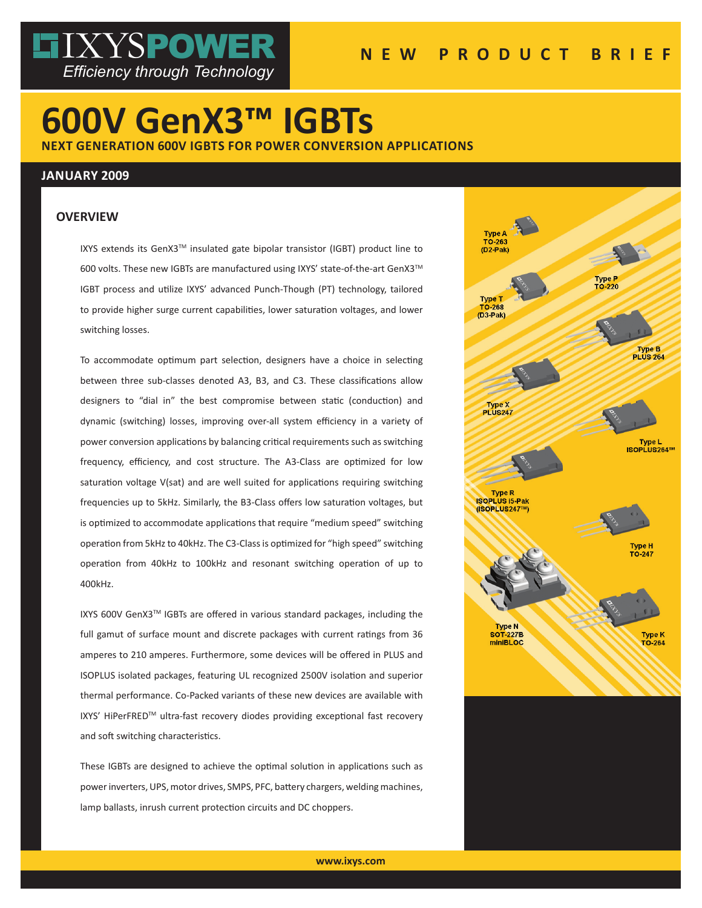IXYSPOWER
*Efficiency through Technology*

NEW PRODUCT BRIEF

# 600V GenX3™ IGBTs

**NEXT GENERATION 600V IGBTS FOR POWER CONVERSION APPLICATIONS**

**JANUARY 2009**

## OVERVIEW

IXYS extends its GenX3™ insulated gate bipolar transistor (IGBT) product line to 600 volts. These new IGBTs are manufactured using IXYS' state-of-the-art GenX3™ IGBT process and utilize IXYS' advanced Punch-Though (PT) technology, tailored to provide higher surge current capabilities, lower saturation voltages, and lower switching losses.

To accommodate optimum part selection, designers have a choice in selecting between three sub-classes denoted A3, B3, and C3. These classifications allow designers to "dial in" the best compromise between static (conduction) and dynamic (switching) losses, improving over-all system efficiency in a variety of power conversion applications by balancing critical requirements such as switching frequency, efficiency, and cost structure. The A3-Class are optimized for low saturation voltage V(sat) and are well suited for applications requiring switching frequencies up to 5kHz. Similarly, the B3-Class offers low saturation voltages, but is optimized to accommodate applications that require "medium speed" switching operation from 5kHz to 40kHz. The C3-Class is optimized for "high speed" switching operation from 40kHz to 100kHz and resonant switching operation of up to 400kHz.

IXYS 600V GenX3™ IGBTs are offered in various standard packages, including the full gamut of surface mount and discrete packages with current ratings from 36 amperes to 210 amperes. Furthermore, some devices will be offered in PLUS and ISOPLUS isolated packages, featuring UL recognized 2500V isolation and superior thermal performance. Co-Packed variants of these new devices are available with IXYS' HiPerFRED™ ultra-fast recovery diodes providing exceptional fast recovery and soft switching characteristics.

These IGBTs are designed to achieve the optimal solution in applications such as power inverters, UPS, motor drives, SMPS, PFC, battery chargers, welding machines, lamp ballasts, inrush current protection circuits and DC choppers.

Type A TO-263 (D2-Pak)
Type P TO-220
Type T TO-268 (D3-Pak)
Type B PLUS 264
Type X PLUS247
Type L ISOPLUS264™
Type R ISOPLUS i5-Pak (ISOPLUS247™)
Type H TO-247
Type N SOT-227B miniBLOC
Type K TO-264

www.ixys.com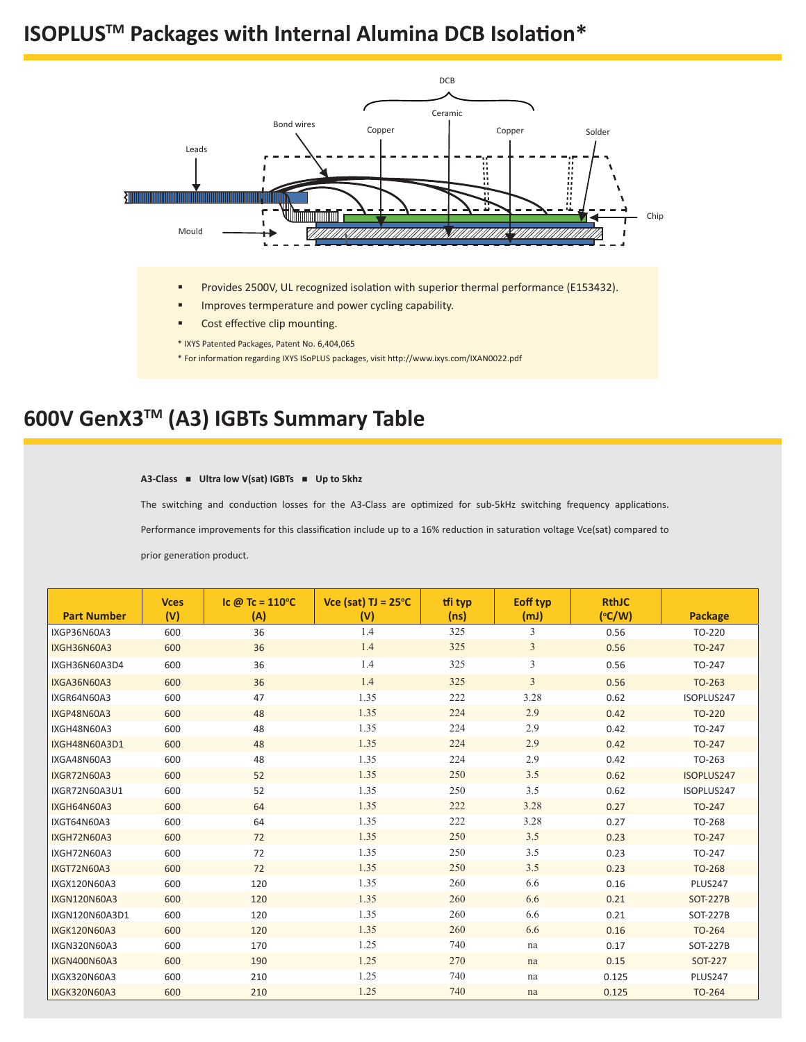# ISOPLUS™ Packages with Internal Alumina DCB Isolation*

- Provides 2500V, UL recognized isolation with superior thermal performance (E153432).
- Improves termperature and power cycling capability.
- Cost effective clip mounting.

\* IXYS Patented Packages, Patent No. 6,404,065

\* For information regarding IXYS ISoPLUS packages, visit http://www.ixys.com/IXAN0022.pdf

# 600V GenX3™ (A3) IGBTs Summary Table

**A3-Class ■ Ultra low V(sat) IGBTs ■ Up to 5khz**

The switching and conduction losses for the A3-Class are optimized for sub-5kHz switching frequency applications. Performance improvements for this classification include up to a 16% reduction in saturation voltage Vce(sat) compared to prior generation product.

| Part Number | Vces (V) | Ic @ Tc = 110°C (A) | Vce (sat) TJ = 25°C (V) | tfi typ (ns) | Eoff typ (mJ) | RthJC (°C/W) | Package |
|---|---|---|---|---|---|---|---|
| IXGP36N60A3 | 600 | 36 | 1.4 | 325 | 3 | 0.56 | TO-220 |
| IXGH36N60A3 | 600 | 36 | 1.4 | 325 | 3 | 0.56 | TO-247 |
| IXGH36N60A3D4 | 600 | 36 | 1.4 | 325 | 3 | 0.56 | TO-247 |
| IXGA36N60A3 | 600 | 36 | 1.4 | 325 | 3 | 0.56 | TO-263 |
| IXGR64N60A3 | 600 | 47 | 1.35 | 222 | 3.28 | 0.62 | ISOPLUS247 |
| IXGP48N60A3 | 600 | 48 | 1.35 | 224 | 2.9 | 0.42 | TO-220 |
| IXGH48N60A3 | 600 | 48 | 1.35 | 224 | 2.9 | 0.42 | TO-247 |
| IXGH48N60A3D1 | 600 | 48 | 1.35 | 224 | 2.9 | 0.42 | TO-247 |
| IXGA48N60A3 | 600 | 48 | 1.35 | 224 | 2.9 | 0.42 | TO-263 |
| IXGR72N60A3 | 600 | 52 | 1.35 | 250 | 3.5 | 0.62 | ISOPLUS247 |
| IXGR72N60A3U1 | 600 | 52 | 1.35 | 250 | 3.5 | 0.62 | ISOPLUS247 |
| IXGH64N60A3 | 600 | 64 | 1.35 | 222 | 3.28 | 0.27 | TO-247 |
| IXGT64N60A3 | 600 | 64 | 1.35 | 222 | 3.28 | 0.27 | TO-268 |
| IXGH72N60A3 | 600 | 72 | 1.35 | 250 | 3.5 | 0.23 | TO-247 |
| IXGH72N60A3 | 600 | 72 | 1.35 | 250 | 3.5 | 0.23 | TO-247 |
| IXGT72N60A3 | 600 | 72 | 1.35 | 250 | 3.5 | 0.23 | TO-268 |
| IXGX120N60A3 | 600 | 120 | 1.35 | 260 | 6.6 | 0.16 | PLUS247 |
| IXGN120N60A3 | 600 | 120 | 1.35 | 260 | 6.6 | 0.21 | SOT-227B |
| IXGN120N60A3D1 | 600 | 120 | 1.35 | 260 | 6.6 | 0.21 | SOT-227B |
| IXGK120N60A3 | 600 | 120 | 1.35 | 260 | 6.6 | 0.16 | TO-264 |
| IXGN320N60A3 | 600 | 170 | 1.25 | 740 | na | 0.17 | SOT-227B |
| IXGN400N60A3 | 600 | 190 | 1.25 | 270 | na | 0.15 | SOT-227 |
| IXGX320N60A3 | 600 | 210 | 1.25 | 740 | na | 0.125 | PLUS247 |
| IXGK320N60A3 | 600 | 210 | 1.25 | 740 | na | 0.125 | TO-264 |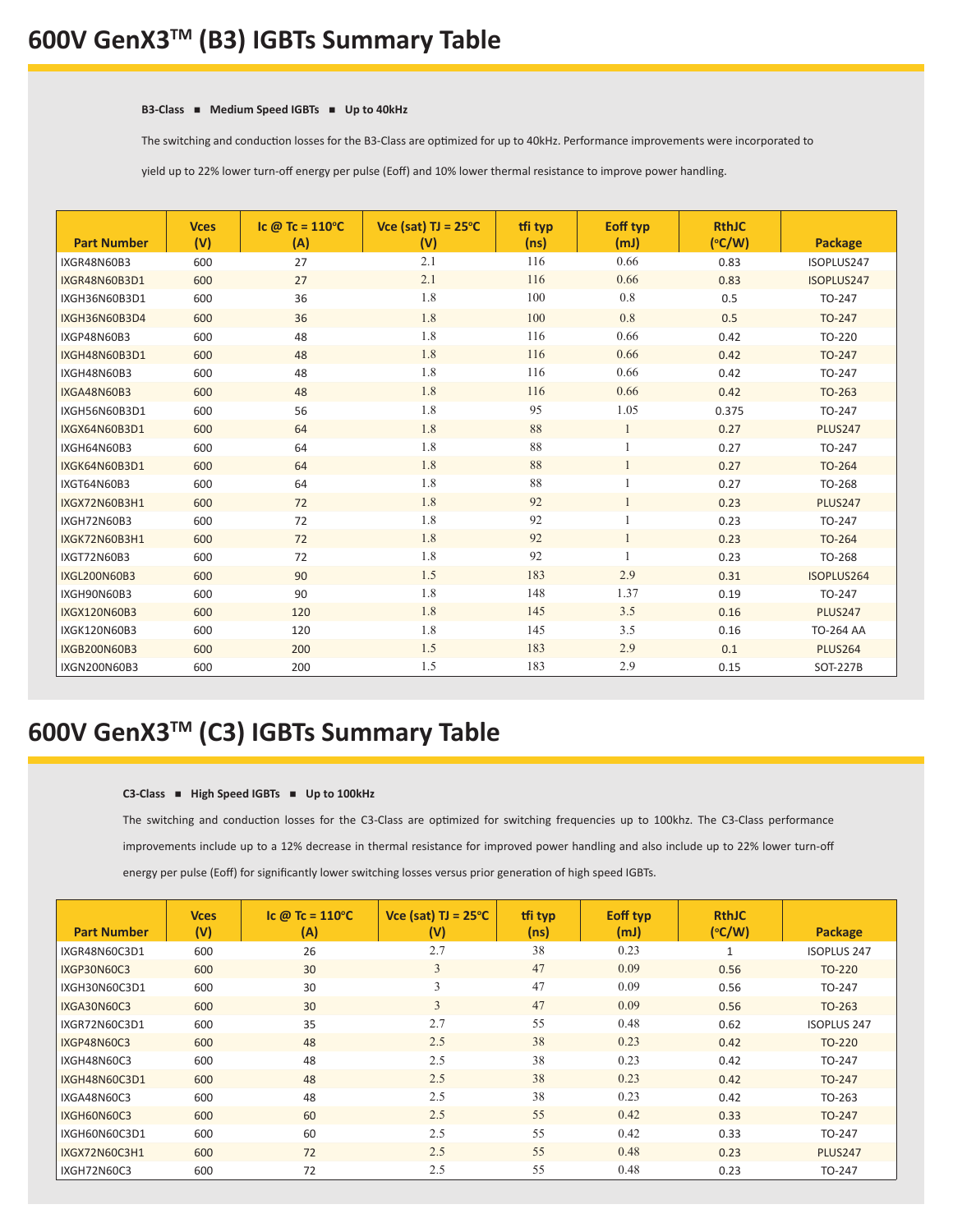# 600V GenX3™ (B3) IGBTs Summary Table

**B3-Class ■ Medium Speed IGBTs ■ Up to 40kHz**

The switching and conduction losses for the B3-Class are optimized for up to 40kHz. Performance improvements were incorporated to yield up to 22% lower turn-off energy per pulse (Eoff) and 10% lower thermal resistance to improve power handling.

| Part Number | Vces (V) | Ic @ Tc = 110°C (A) | Vce (sat) TJ = 25°C (V) | tfi typ (ns) | Eoff typ (mJ) | RthJC (°C/W) | Package |
|---|---|---|---|---|---|---|---|
| IXGR48N60B3 | 600 | 27 | 2.1 | 116 | 0.66 | 0.83 | ISOPLUS247 |
| IXGR48N60B3D1 | 600 | 27 | 2.1 | 116 | 0.66 | 0.83 | ISOPLUS247 |
| IXGH36N60B3D1 | 600 | 36 | 1.8 | 100 | 0.8 | 0.5 | TO-247 |
| IXGH36N60B3D4 | 600 | 36 | 1.8 | 100 | 0.8 | 0.5 | TO-247 |
| IXGP48N60B3 | 600 | 48 | 1.8 | 116 | 0.66 | 0.42 | TO-220 |
| IXGH48N60B3D1 | 600 | 48 | 1.8 | 116 | 0.66 | 0.42 | TO-247 |
| IXGH48N60B3 | 600 | 48 | 1.8 | 116 | 0.66 | 0.42 | TO-247 |
| IXGA48N60B3 | 600 | 48 | 1.8 | 116 | 0.66 | 0.42 | TO-263 |
| IXGH56N60B3D1 | 600 | 56 | 1.8 | 95 | 1.05 | 0.375 | TO-247 |
| IXGX64N60B3D1 | 600 | 64 | 1.8 | 88 | 1 | 0.27 | PLUS247 |
| IXGH64N60B3 | 600 | 64 | 1.8 | 88 | 1 | 0.27 | TO-247 |
| IXGK64N60B3D1 | 600 | 64 | 1.8 | 88 | 1 | 0.27 | TO-264 |
| IXGT64N60B3 | 600 | 64 | 1.8 | 88 | 1 | 0.27 | TO-268 |
| IXGX72N60B3H1 | 600 | 72 | 1.8 | 92 | 1 | 0.23 | PLUS247 |
| IXGH72N60B3 | 600 | 72 | 1.8 | 92 | 1 | 0.23 | TO-247 |
| IXGK72N60B3H1 | 600 | 72 | 1.8 | 92 | 1 | 0.23 | TO-264 |
| IXGT72N60B3 | 600 | 72 | 1.8 | 92 | 1 | 0.23 | TO-268 |
| IXGL200N60B3 | 600 | 90 | 1.5 | 183 | 2.9 | 0.31 | ISOPLUS264 |
| IXGH90N60B3 | 600 | 90 | 1.8 | 148 | 1.37 | 0.19 | TO-247 |
| IXGX120N60B3 | 600 | 120 | 1.8 | 145 | 3.5 | 0.16 | PLUS247 |
| IXGK120N60B3 | 600 | 120 | 1.8 | 145 | 3.5 | 0.16 | TO-264 AA |
| IXGB200N60B3 | 600 | 200 | 1.5 | 183 | 2.9 | 0.1 | PLUS264 |
| IXGN200N60B3 | 600 | 200 | 1.5 | 183 | 2.9 | 0.15 | SOT-227B |

# 600V GenX3™ (C3) IGBTs Summary Table

**C3-Class ■ High Speed IGBTs ■ Up to 100kHz**

The switching and conduction losses for the C3-Class are optimized for switching frequencies up to 100khz. The C3-Class performance improvements include up to a 12% decrease in thermal resistance for improved power handling and also include up to 22% lower turn-off energy per pulse (Eoff) for significantly lower switching losses versus prior generation of high speed IGBTs.

| Part Number | Vces (V) | Ic @ Tc = 110°C (A) | Vce (sat) TJ = 25°C (V) | tfi typ (ns) | Eoff typ (mJ) | RthJC (°C/W) | Package |
|---|---|---|---|---|---|---|---|
| IXGR48N60C3D1 | 600 | 26 | 2.7 | 38 | 0.23 | 1 | ISOPLUS 247 |
| IXGP30N60C3 | 600 | 30 | 3 | 47 | 0.09 | 0.56 | TO-220 |
| IXGH30N60C3D1 | 600 | 30 | 3 | 47 | 0.09 | 0.56 | TO-247 |
| IXGA30N60C3 | 600 | 30 | 3 | 47 | 0.09 | 0.56 | TO-263 |
| IXGR72N60C3D1 | 600 | 35 | 2.7 | 55 | 0.48 | 0.62 | ISOPLUS 247 |
| IXGP48N60C3 | 600 | 48 | 2.5 | 38 | 0.23 | 0.42 | TO-220 |
| IXGH48N60C3 | 600 | 48 | 2.5 | 38 | 0.23 | 0.42 | TO-247 |
| IXGH48N60C3D1 | 600 | 48 | 2.5 | 38 | 0.23 | 0.42 | TO-247 |
| IXGA48N60C3 | 600 | 48 | 2.5 | 38 | 0.23 | 0.42 | TO-263 |
| IXGH60N60C3 | 600 | 60 | 2.5 | 55 | 0.42 | 0.33 | TO-247 |
| IXGH60N60C3D1 | 600 | 60 | 2.5 | 55 | 0.42 | 0.33 | TO-247 |
| IXGX72N60C3H1 | 600 | 72 | 2.5 | 55 | 0.48 | 0.23 | PLUS247 |
| IXGH72N60C3 | 600 | 72 | 2.5 | 55 | 0.48 | 0.23 | TO-247 |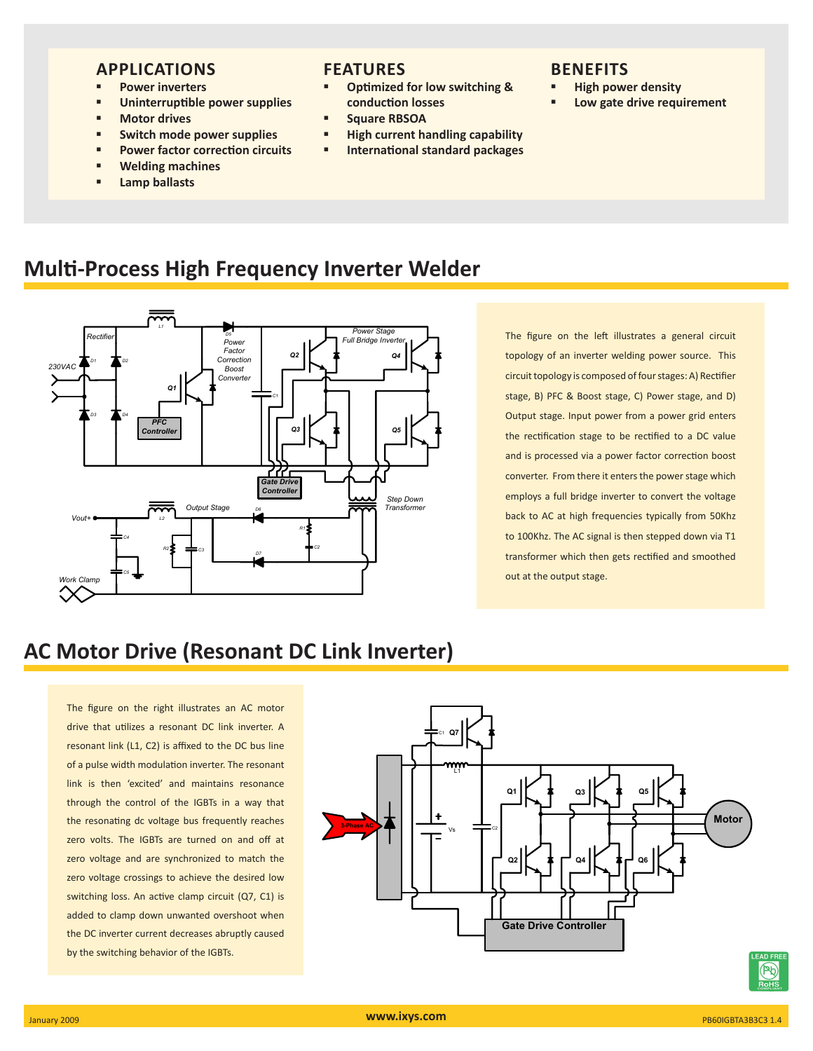## APPLICATIONS

- Power inverters
- Uninterruptible power supplies
- Motor drives
- Switch mode power supplies
- Power factor correction circuits
- Welding machines
- Lamp ballasts

## FEATURES

- Optimized for low switching & conduction losses
- Square RBSOA
- High current handling capability
- International standard packages

## BENEFITS

- High power density
- Low gate drive requirement

# Multi-Process High Frequency Inverter Welder

The figure on the left illustrates a general circuit topology of an inverter welding power source. This circuit topology is composed of four stages: A) Rectifier stage, B) PFC & Boost stage, C) Power stage, and D) Output stage. Input power from a power grid enters the rectification stage to be rectified to a DC value and is processed via a power factor correction boost converter. From there it enters the power stage which employs a full bridge inverter to convert the voltage back to AC at high frequencies typically from 50Khz to 100Khz. The AC signal is then stepped down via T1 transformer which then gets rectified and smoothed out at the output stage.

# AC Motor Drive (Resonant DC Link Inverter)

The figure on the right illustrates an AC motor drive that utilizes a resonant DC link inverter. A resonant link (L1, C2) is affixed to the DC bus line of a pulse width modulation inverter. The resonant link is then 'excited' and maintains resonance through the control of the IGBTs in a way that the resonating dc voltage bus frequently reaches zero volts. The IGBTs are turned on and off at zero voltage and are synchronized to match the zero voltage crossings to achieve the desired low switching loss. An active clamp circuit (Q7, C1) is added to clamp down unwanted overshoot when the DC inverter current decreases abruptly caused by the switching behavior of the IGBTs.

January 2009 www.ixys.com PB60IGBTA3B3C3 1.4